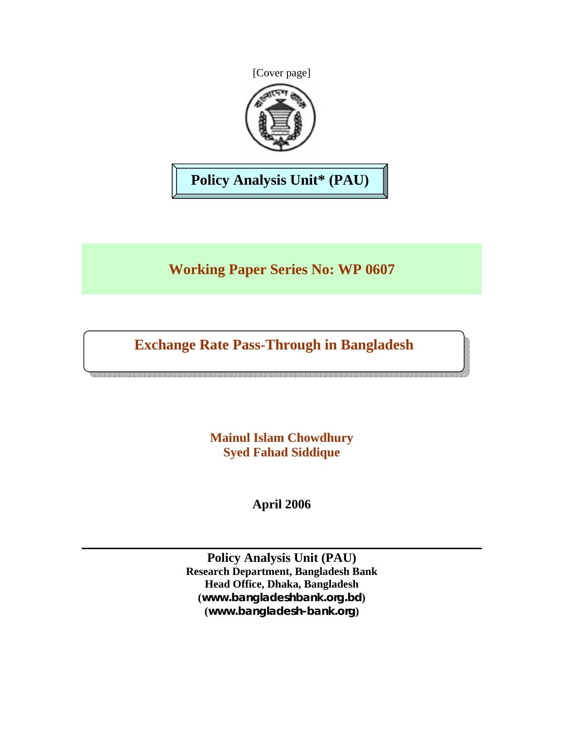[Cover page]

**Policy Analysis Unit* (PAU)**

## Working Paper Series No: WP 0607

# Exchange Rate Pass-Through in Bangladesh

**Mainul Islam Chowdhury**
**Syed Fahad Siddique**

**April 2006**

---

**Policy Analysis Unit (PAU)**
**Research Department, Bangladesh Bank**
**Head Office, Dhaka, Bangladesh**
**(www.bangladeshbank.org.bd)**
**(www.bangladesh-bank.org)**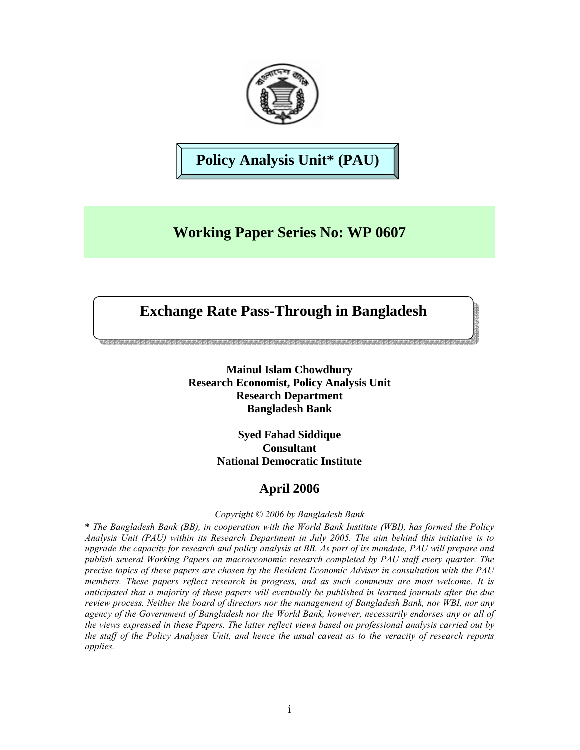**Policy Analysis Unit* (PAU)**

## Working Paper Series No: WP 0607

# Exchange Rate Pass-Through in Bangladesh

**Mainul Islam Chowdhury**
**Research Economist, Policy Analysis Unit**
**Research Department**
**Bangladesh Bank**

**Syed Fahad Siddique**
**Consultant**
**National Democratic Institute**

### April 2006

*Copyright © 2006 by Bangladesh Bank*

---

**\*** *The Bangladesh Bank (BB), in cooperation with the World Bank Institute (WBI), has formed the Policy Analysis Unit (PAU) within its Research Department in July 2005. The aim behind this initiative is to upgrade the capacity for research and policy analysis at BB. As part of its mandate, PAU will prepare and publish several Working Papers on macroeconomic research completed by PAU staff every quarter. The precise topics of these papers are chosen by the Resident Economic Adviser in consultation with the PAU members. These papers reflect research in progress, and as such comments are most welcome. It is anticipated that a majority of these papers will eventually be published in learned journals after the due review process. Neither the board of directors nor the management of Bangladesh Bank, nor WBI, nor any agency of the Government of Bangladesh nor the World Bank, however, necessarily endorses any or all of the views expressed in these Papers. The latter reflect views based on professional analysis carried out by the staff of the Policy Analyses Unit, and hence the usual caveat as to the veracity of research reports applies.*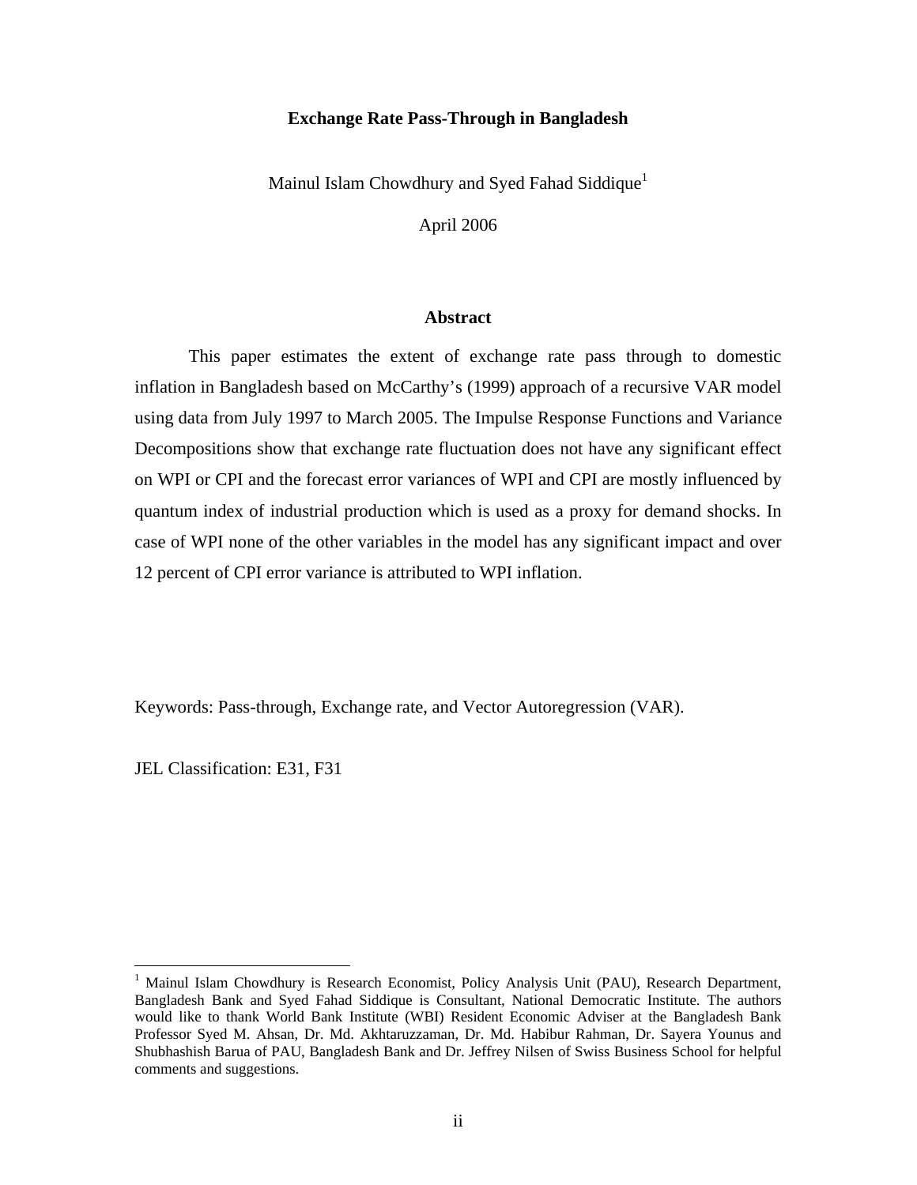# Exchange Rate Pass-Through in Bangladesh

Mainul Islam Chowdhury and Syed Fahad Siddique[1]

April 2006

## Abstract

This paper estimates the extent of exchange rate pass through to domestic inflation in Bangladesh based on McCarthy's (1999) approach of a recursive VAR model using data from July 1997 to March 2005. The Impulse Response Functions and Variance Decompositions show that exchange rate fluctuation does not have any significant effect on WPI or CPI and the forecast error variances of WPI and CPI are mostly influenced by quantum index of industrial production which is used as a proxy for demand shocks. In case of WPI none of the other variables in the model has any significant impact and over 12 percent of CPI error variance is attributed to WPI inflation.

Keywords: Pass-through, Exchange rate, and Vector Autoregression (VAR).

JEL Classification: E31, F31

---

[1] Mainul Islam Chowdhury is Research Economist, Policy Analysis Unit (PAU), Research Department, Bangladesh Bank and Syed Fahad Siddique is Consultant, National Democratic Institute. The authors would like to thank World Bank Institute (WBI) Resident Economic Adviser at the Bangladesh Bank Professor Syed M. Ahsan, Dr. Md. Akhtaruzzaman, Dr. Md. Habibur Rahman, Dr. Sayera Younus and Shubhashish Barua of PAU, Bangladesh Bank and Dr. Jeffrey Nilsen of Swiss Business School for helpful comments and suggestions.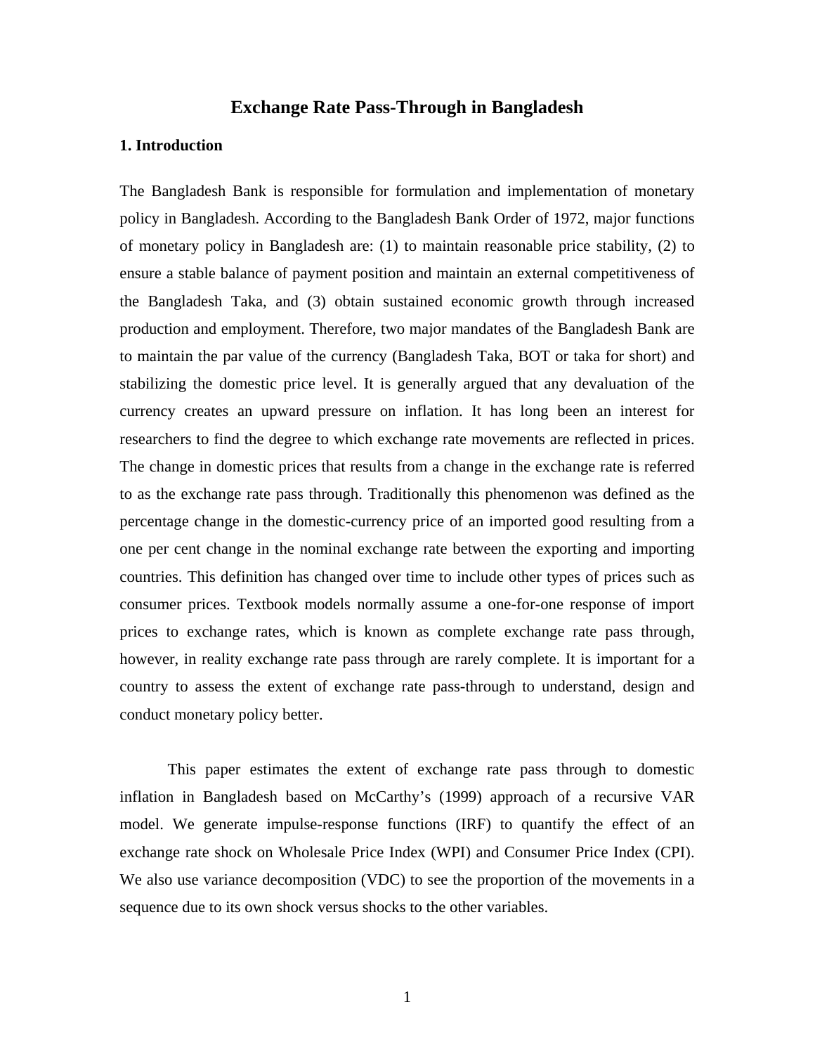# Exchange Rate Pass-Through in Bangladesh

## 1. Introduction

The Bangladesh Bank is responsible for formulation and implementation of monetary policy in Bangladesh. According to the Bangladesh Bank Order of 1972, major functions of monetary policy in Bangladesh are: (1) to maintain reasonable price stability, (2) to ensure a stable balance of payment position and maintain an external competitiveness of the Bangladesh Taka, and (3) obtain sustained economic growth through increased production and employment. Therefore, two major mandates of the Bangladesh Bank are to maintain the par value of the currency (Bangladesh Taka, BOT or taka for short) and stabilizing the domestic price level. It is generally argued that any devaluation of the currency creates an upward pressure on inflation. It has long been an interest for researchers to find the degree to which exchange rate movements are reflected in prices. The change in domestic prices that results from a change in the exchange rate is referred to as the exchange rate pass through. Traditionally this phenomenon was defined as the percentage change in the domestic-currency price of an imported good resulting from a one per cent change in the nominal exchange rate between the exporting and importing countries. This definition has changed over time to include other types of prices such as consumer prices. Textbook models normally assume a one-for-one response of import prices to exchange rates, which is known as complete exchange rate pass through, however, in reality exchange rate pass through are rarely complete. It is important for a country to assess the extent of exchange rate pass-through to understand, design and conduct monetary policy better.

This paper estimates the extent of exchange rate pass through to domestic inflation in Bangladesh based on McCarthy's (1999) approach of a recursive VAR model. We generate impulse-response functions (IRF) to quantify the effect of an exchange rate shock on Wholesale Price Index (WPI) and Consumer Price Index (CPI). We also use variance decomposition (VDC) to see the proportion of the movements in a sequence due to its own shock versus shocks to the other variables.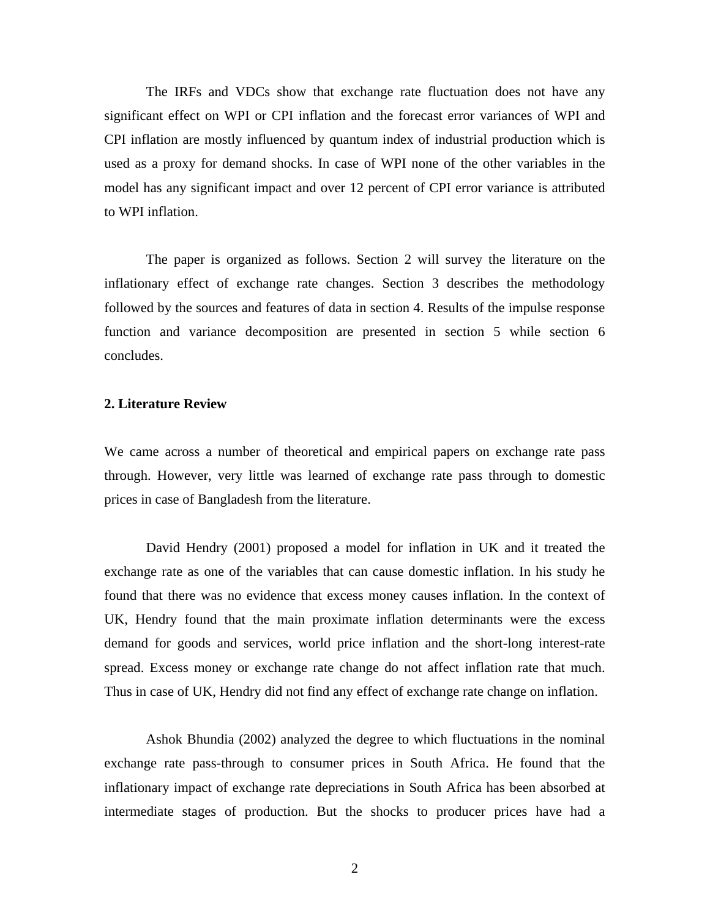The IRFs and VDCs show that exchange rate fluctuation does not have any significant effect on WPI or CPI inflation and the forecast error variances of WPI and CPI inflation are mostly influenced by quantum index of industrial production which is used as a proxy for demand shocks. In case of WPI none of the other variables in the model has any significant impact and over 12 percent of CPI error variance is attributed to WPI inflation.

The paper is organized as follows. Section 2 will survey the literature on the inflationary effect of exchange rate changes. Section 3 describes the methodology followed by the sources and features of data in section 4. Results of the impulse response function and variance decomposition are presented in section 5 while section 6 concludes.

## 2. Literature Review

We came across a number of theoretical and empirical papers on exchange rate pass through. However, very little was learned of exchange rate pass through to domestic prices in case of Bangladesh from the literature.

David Hendry (2001) proposed a model for inflation in UK and it treated the exchange rate as one of the variables that can cause domestic inflation. In his study he found that there was no evidence that excess money causes inflation. In the context of UK, Hendry found that the main proximate inflation determinants were the excess demand for goods and services, world price inflation and the short-long interest-rate spread. Excess money or exchange rate change do not affect inflation rate that much. Thus in case of UK, Hendry did not find any effect of exchange rate change on inflation.

Ashok Bhundia (2002) analyzed the degree to which fluctuations in the nominal exchange rate pass-through to consumer prices in South Africa. He found that the inflationary impact of exchange rate depreciations in South Africa has been absorbed at intermediate stages of production. But the shocks to producer prices have had a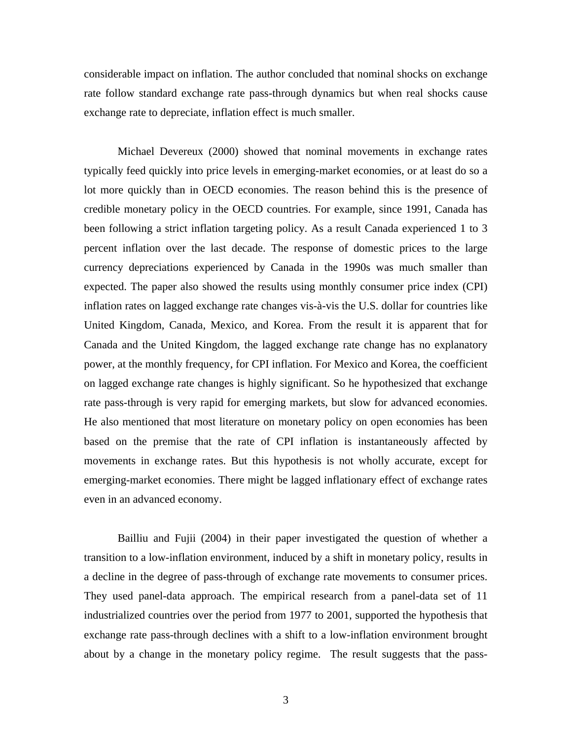considerable impact on inflation. The author concluded that nominal shocks on exchange rate follow standard exchange rate pass-through dynamics but when real shocks cause exchange rate to depreciate, inflation effect is much smaller.

Michael Devereux (2000) showed that nominal movements in exchange rates typically feed quickly into price levels in emerging-market economies, or at least do so a lot more quickly than in OECD economies. The reason behind this is the presence of credible monetary policy in the OECD countries. For example, since 1991, Canada has been following a strict inflation targeting policy. As a result Canada experienced 1 to 3 percent inflation over the last decade. The response of domestic prices to the large currency depreciations experienced by Canada in the 1990s was much smaller than expected. The paper also showed the results using monthly consumer price index (CPI) inflation rates on lagged exchange rate changes vis-à-vis the U.S. dollar for countries like United Kingdom, Canada, Mexico, and Korea. From the result it is apparent that for Canada and the United Kingdom, the lagged exchange rate change has no explanatory power, at the monthly frequency, for CPI inflation. For Mexico and Korea, the coefficient on lagged exchange rate changes is highly significant. So he hypothesized that exchange rate pass-through is very rapid for emerging markets, but slow for advanced economies. He also mentioned that most literature on monetary policy on open economies has been based on the premise that the rate of CPI inflation is instantaneously affected by movements in exchange rates. But this hypothesis is not wholly accurate, except for emerging-market economies. There might be lagged inflationary effect of exchange rates even in an advanced economy.

Bailliu and Fujii (2004) in their paper investigated the question of whether a transition to a low-inflation environment, induced by a shift in monetary policy, results in a decline in the degree of pass-through of exchange rate movements to consumer prices. They used panel-data approach. The empirical research from a panel-data set of 11 industrialized countries over the period from 1977 to 2001, supported the hypothesis that exchange rate pass-through declines with a shift to a low-inflation environment brought about by a change in the monetary policy regime. The result suggests that the pass-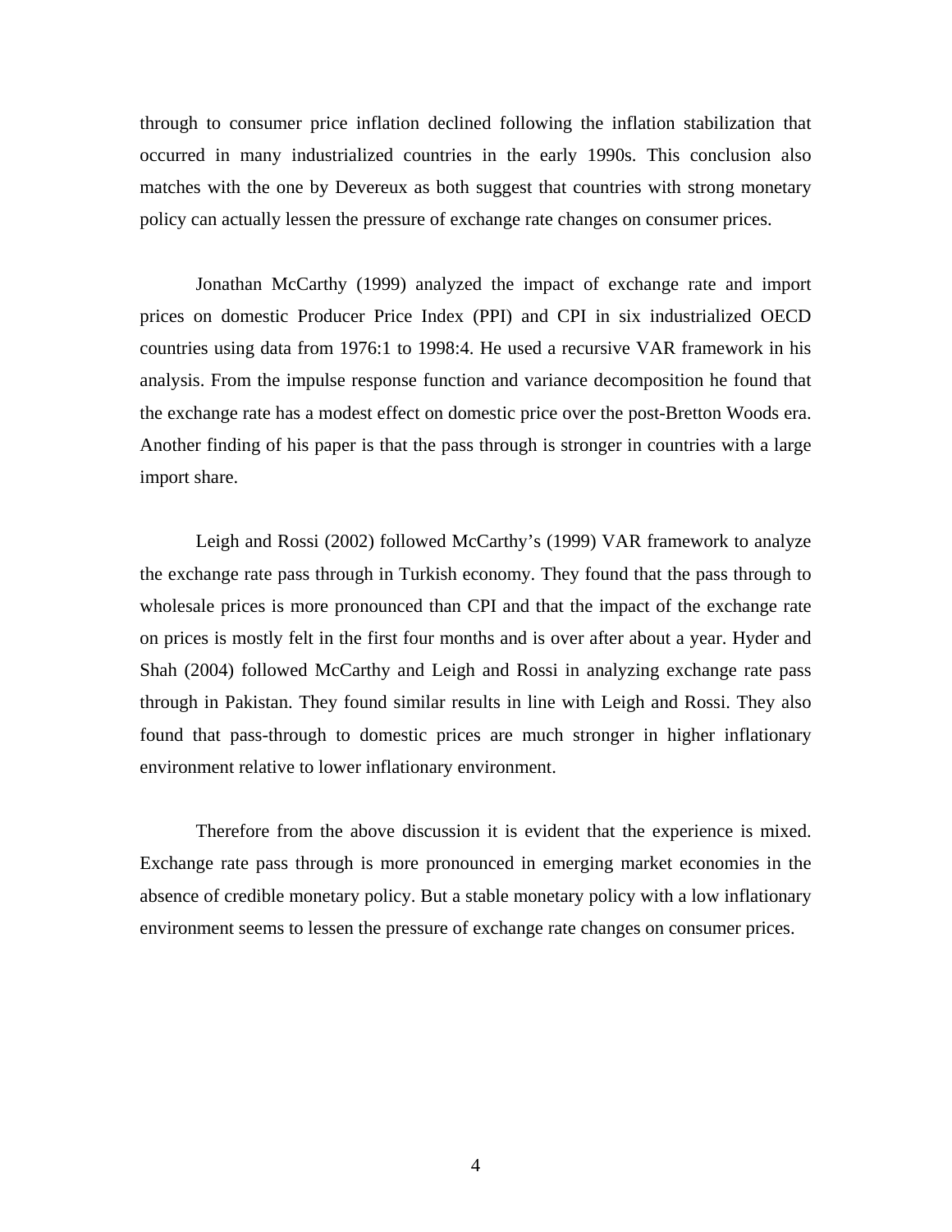through to consumer price inflation declined following the inflation stabilization that occurred in many industrialized countries in the early 1990s. This conclusion also matches with the one by Devereux as both suggest that countries with strong monetary policy can actually lessen the pressure of exchange rate changes on consumer prices.

Jonathan McCarthy (1999) analyzed the impact of exchange rate and import prices on domestic Producer Price Index (PPI) and CPI in six industrialized OECD countries using data from 1976:1 to 1998:4. He used a recursive VAR framework in his analysis. From the impulse response function and variance decomposition he found that the exchange rate has a modest effect on domestic price over the post-Bretton Woods era. Another finding of his paper is that the pass through is stronger in countries with a large import share.

Leigh and Rossi (2002) followed McCarthy's (1999) VAR framework to analyze the exchange rate pass through in Turkish economy. They found that the pass through to wholesale prices is more pronounced than CPI and that the impact of the exchange rate on prices is mostly felt in the first four months and is over after about a year. Hyder and Shah (2004) followed McCarthy and Leigh and Rossi in analyzing exchange rate pass through in Pakistan. They found similar results in line with Leigh and Rossi. They also found that pass-through to domestic prices are much stronger in higher inflationary environment relative to lower inflationary environment.

Therefore from the above discussion it is evident that the experience is mixed. Exchange rate pass through is more pronounced in emerging market economies in the absence of credible monetary policy. But a stable monetary policy with a low inflationary environment seems to lessen the pressure of exchange rate changes on consumer prices.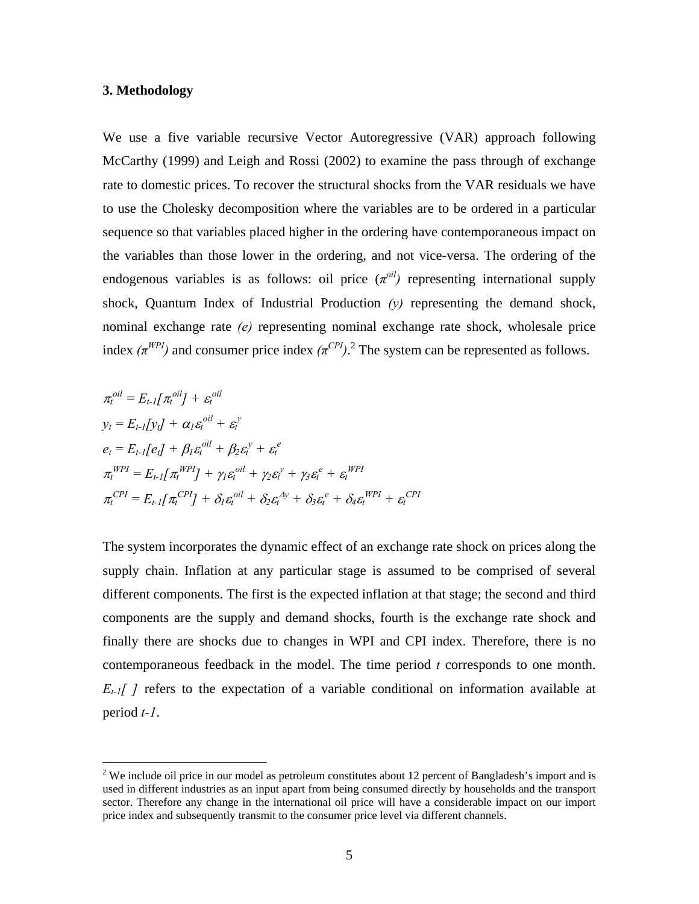### 3. Methodology

We use a five variable recursive Vector Autoregressive (VAR) approach following McCarthy (1999) and Leigh and Rossi (2002) to examine the pass through of exchange rate to domestic prices. To recover the structural shocks from the VAR residuals we have to use the Cholesky decomposition where the variables are to be ordered in a particular sequence so that variables placed higher in the ordering have contemporaneous impact on the variables than those lower in the ordering, and not vice-versa. The ordering of the endogenous variables is as follows: oil price ($\pi^{oil}$) representing international supply shock, Quantum Index of Industrial Production ($y$) representing the demand shock, nominal exchange rate ($e$) representing nominal exchange rate shock, wholesale price index ($\pi^{WPI}$) and consumer price index ($\pi^{CPI}$).[2] The system can be represented as follows.

$$\pi_t^{oil} = E_{t-1}[\pi_t^{oil}] + \varepsilon_t^{oil}$$

$$y_t = E_{t-1}[y_t] + \alpha_1\varepsilon_t^{oil} + \varepsilon_t^{y}$$

$$e_t = E_{t-1}[e_t] + \beta_1\varepsilon_t^{oil} + \beta_2\varepsilon_t^{y} + \varepsilon_t^{e}$$

$$\pi_t^{WPI} = E_{t-1}[\pi_t^{WPI}] + \gamma_1\varepsilon_t^{oil} + \gamma_2\varepsilon_t^{y} + \gamma_3\varepsilon_t^{e} + \varepsilon_t^{WPI}$$

$$\pi_t^{CPI} = E_{t-1}[\pi_t^{CPI}] + \delta_1\varepsilon_t^{oil} + \delta_2\varepsilon_t^{\Delta y} + \delta_3\varepsilon_t^{e} + \delta_4\varepsilon_t^{WPI} + \varepsilon_t^{CPI}$$

The system incorporates the dynamic effect of an exchange rate shock on prices along the supply chain. Inflation at any particular stage is assumed to be comprised of several different components. The first is the expected inflation at that stage; the second and third components are the supply and demand shocks, fourth is the exchange rate shock and finally there are shocks due to changes in WPI and CPI index. Therefore, there is no contemporaneous feedback in the model. The time period $t$ corresponds to one month. $E_{t-1}[\ ]$ refers to the expectation of a variable conditional on information available at period $t-1$.

---

[2] We include oil price in our model as petroleum constitutes about 12 percent of Bangladesh's import and is used in different industries as an input apart from being consumed directly by households and the transport sector. Therefore any change in the international oil price will have a considerable impact on our import price index and subsequently transmit to the consumer price level via different channels.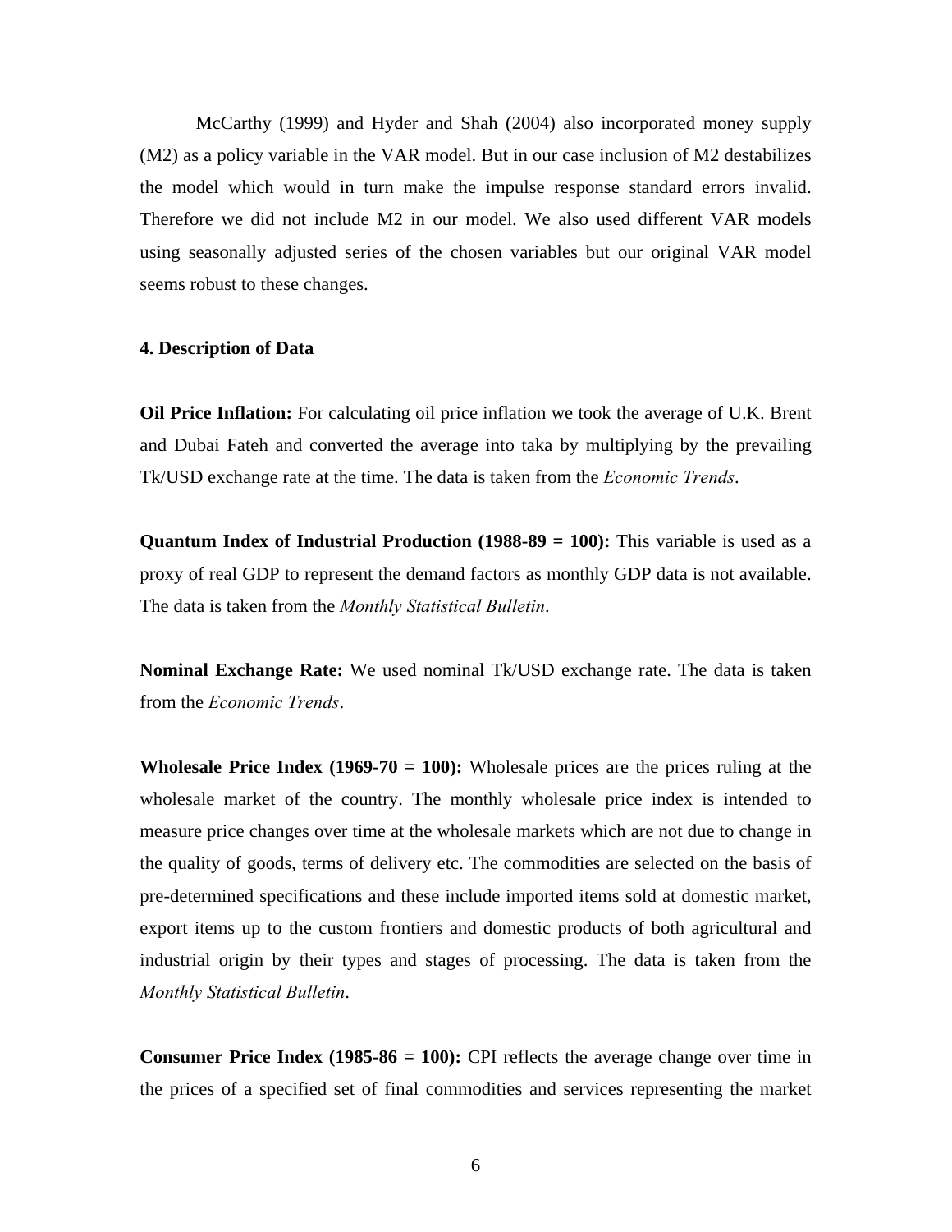McCarthy (1999) and Hyder and Shah (2004) also incorporated money supply (M2) as a policy variable in the VAR model. But in our case inclusion of M2 destabilizes the model which would in turn make the impulse response standard errors invalid. Therefore we did not include M2 in our model. We also used different VAR models using seasonally adjusted series of the chosen variables but our original VAR model seems robust to these changes.

## 4. Description of Data

**Oil Price Inflation:** For calculating oil price inflation we took the average of U.K. Brent and Dubai Fateh and converted the average into taka by multiplying by the prevailing Tk/USD exchange rate at the time. The data is taken from the *Economic Trends*.

**Quantum Index of Industrial Production (1988-89 = 100):** This variable is used as a proxy of real GDP to represent the demand factors as monthly GDP data is not available. The data is taken from the *Monthly Statistical Bulletin*.

**Nominal Exchange Rate:** We used nominal Tk/USD exchange rate. The data is taken from the *Economic Trends*.

**Wholesale Price Index (1969-70 = 100):** Wholesale prices are the prices ruling at the wholesale market of the country. The monthly wholesale price index is intended to measure price changes over time at the wholesale markets which are not due to change in the quality of goods, terms of delivery etc. The commodities are selected on the basis of pre-determined specifications and these include imported items sold at domestic market, export items up to the custom frontiers and domestic products of both agricultural and industrial origin by their types and stages of processing. The data is taken from the *Monthly Statistical Bulletin*.

**Consumer Price Index (1985-86 = 100):** CPI reflects the average change over time in the prices of a specified set of final commodities and services representing the market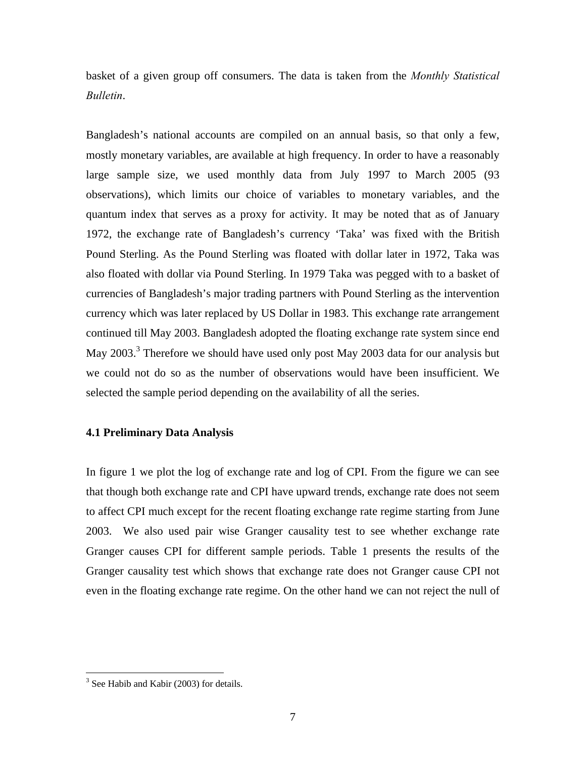basket of a given group off consumers. The data is taken from the *Monthly Statistical Bulletin*.

Bangladesh's national accounts are compiled on an annual basis, so that only a few, mostly monetary variables, are available at high frequency. In order to have a reasonably large sample size, we used monthly data from July 1997 to March 2005 (93 observations), which limits our choice of variables to monetary variables, and the quantum index that serves as a proxy for activity. It may be noted that as of January 1972, the exchange rate of Bangladesh's currency 'Taka' was fixed with the British Pound Sterling. As the Pound Sterling was floated with dollar later in 1972, Taka was also floated with dollar via Pound Sterling. In 1979 Taka was pegged with to a basket of currencies of Bangladesh's major trading partners with Pound Sterling as the intervention currency which was later replaced by US Dollar in 1983. This exchange rate arrangement continued till May 2003. Bangladesh adopted the floating exchange rate system since end May 2003.[3] Therefore we should have used only post May 2003 data for our analysis but we could not do so as the number of observations would have been insufficient. We selected the sample period depending on the availability of all the series.

### 4.1 Preliminary Data Analysis

In figure 1 we plot the log of exchange rate and log of CPI. From the figure we can see that though both exchange rate and CPI have upward trends, exchange rate does not seem to affect CPI much except for the recent floating exchange rate regime starting from June 2003. We also used pair wise Granger causality test to see whether exchange rate Granger causes CPI for different sample periods. Table 1 presents the results of the Granger causality test which shows that exchange rate does not Granger cause CPI not even in the floating exchange rate regime. On the other hand we can not reject the null of

---

[3] See Habib and Kabir (2003) for details.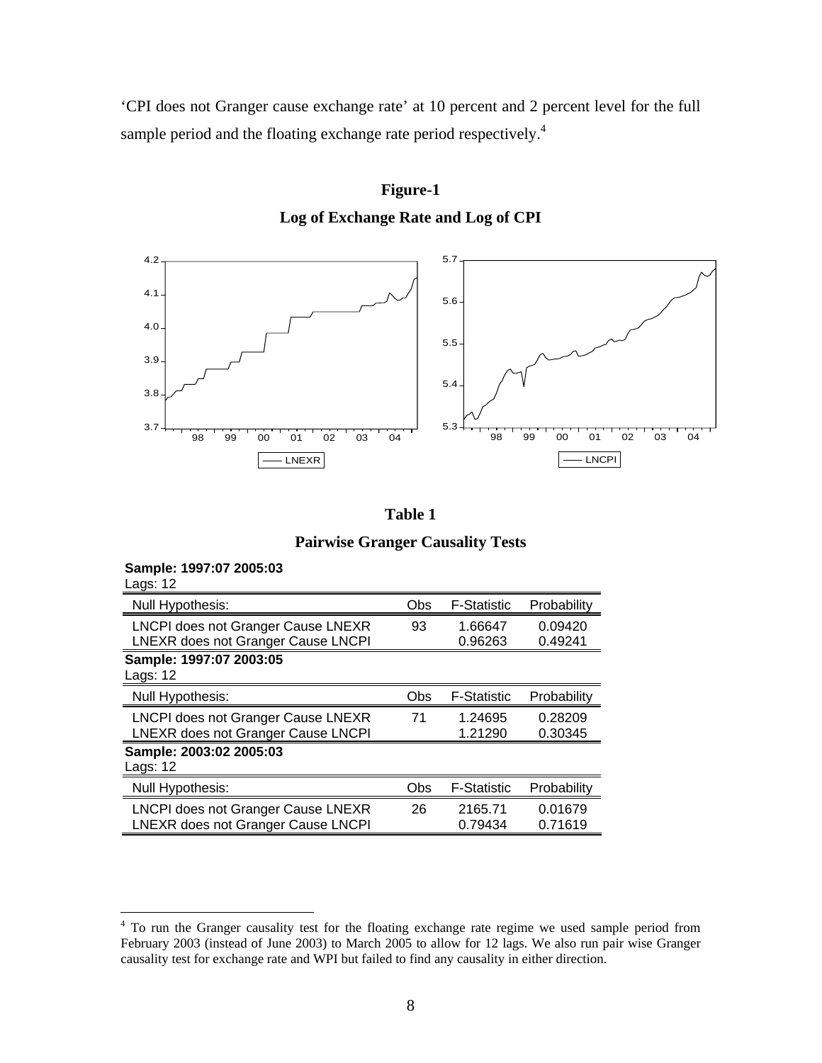'CPI does not Granger cause exchange rate' at 10 percent and 2 percent level for the full sample period and the floating exchange rate period respectively.[4]

**Figure-1**

**Log of Exchange Rate and Log of CPI**

**Table 1**

**Pairwise Granger Causality Tests**

**Sample: 1997:07 2005:03**
Lags: 12

| Null Hypothesis: | Obs | F-Statistic | Probability |
|---|---|---|---|
| LNCPI does not Granger Cause LNEXR | 93 | 1.66647 | 0.09420 |
| LNEXR does not Granger Cause LNCPI | | 0.96263 | 0.49241 |

**Sample: 1997:07 2003:05**
Lags: 12

| Null Hypothesis: | Obs | F-Statistic | Probability |
|---|---|---|---|
| LNCPI does not Granger Cause LNEXR | 71 | 1.24695 | 0.28209 |
| LNEXR does not Granger Cause LNCPI | | 1.21290 | 0.30345 |

**Sample: 2003:02 2005:03**
Lags: 12

| Null Hypothesis: | Obs | F-Statistic | Probability |
|---|---|---|---|
| LNCPI does not Granger Cause LNEXR | 26 | 2165.71 | 0.01679 |
| LNEXR does not Granger Cause LNCPI | | 0.79434 | 0.71619 |

[4] To run the Granger causality test for the floating exchange rate regime we used sample period from February 2003 (instead of June 2003) to March 2005 to allow for 12 lags. We also run pair wise Granger causality test for exchange rate and WPI but failed to find any causality in either direction.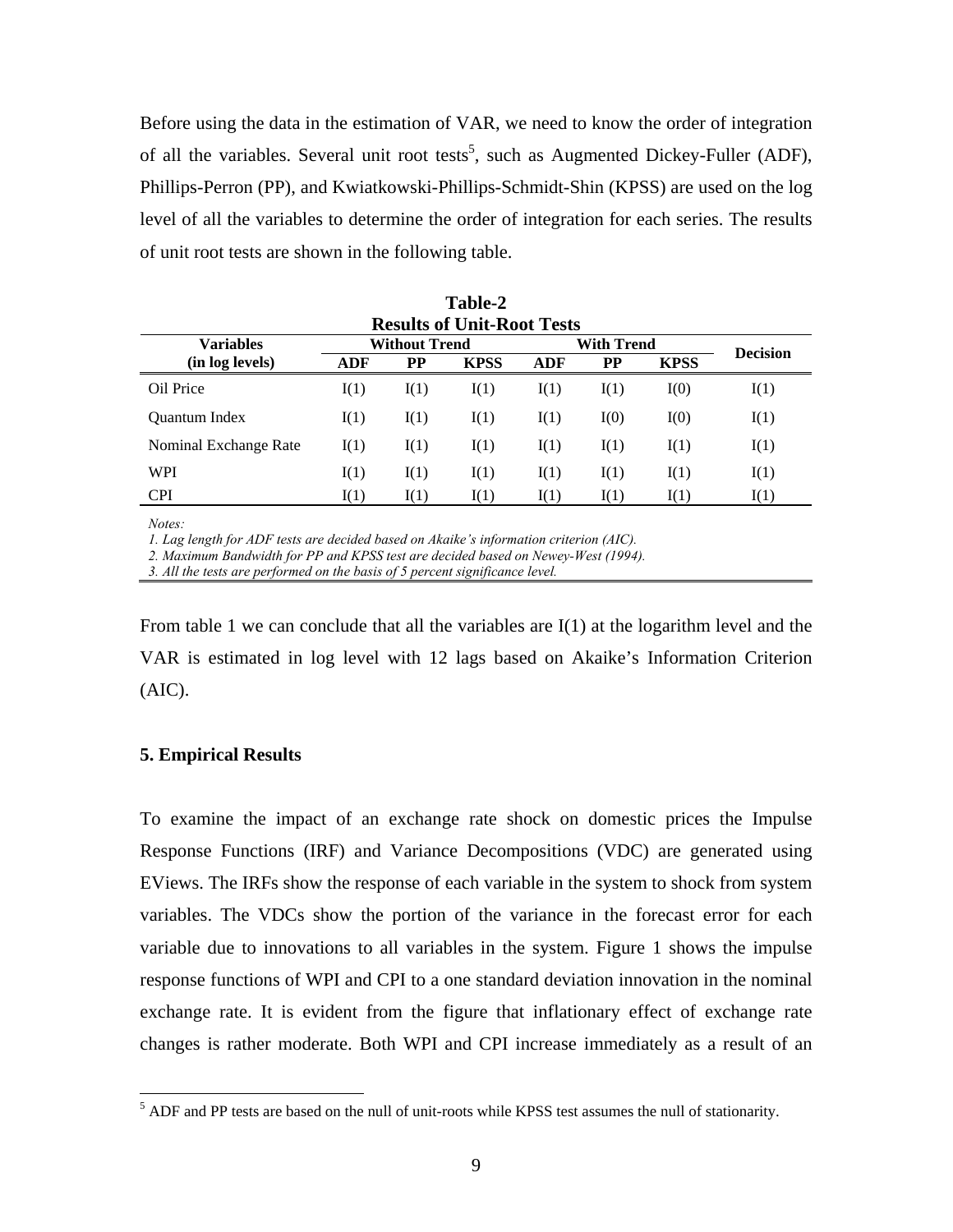Before using the data in the estimation of VAR, we need to know the order of integration of all the variables. Several unit root tests[5], such as Augmented Dickey-Fuller (ADF), Phillips-Perron (PP), and Kwiatkowski-Phillips-Schmidt-Shin (KPSS) are used on the log level of all the variables to determine the order of integration for each series. The results of unit root tests are shown in the following table.

**Table-2**
**Results of Unit-Root Tests**

| Variables (in log levels) | Without Trend | | | With Trend | | | Decision |
|---|---|---|---|---|---|---|---|
| | ADF | PP | KPSS | ADF | PP | KPSS | |
| Oil Price | I(1) | I(1) | I(1) | I(1) | I(1) | I(0) | I(1) |
| Quantum Index | I(1) | I(1) | I(1) | I(1) | I(0) | I(0) | I(1) |
| Nominal Exchange Rate | I(1) | I(1) | I(1) | I(1) | I(1) | I(1) | I(1) |
| WPI | I(1) | I(1) | I(1) | I(1) | I(1) | I(1) | I(1) |
| CPI | I(1) | I(1) | I(1) | I(1) | I(1) | I(1) | I(1) |

*Notes:*
*1. Lag length for ADF tests are decided based on Akaike's information criterion (AIC).*
*2. Maximum Bandwidth for PP and KPSS test are decided based on Newey-West (1994).*
*3. All the tests are performed on the basis of 5 percent significance level.*

From table 1 we can conclude that all the variables are I(1) at the logarithm level and the VAR is estimated in log level with 12 lags based on Akaike's Information Criterion (AIC).

### 5. Empirical Results

To examine the impact of an exchange rate shock on domestic prices the Impulse Response Functions (IRF) and Variance Decompositions (VDC) are generated using EViews. The IRFs show the response of each variable in the system to shock from system variables. The VDCs show the portion of the variance in the forecast error for each variable due to innovations to all variables in the system. Figure 1 shows the impulse response functions of WPI and CPI to a one standard deviation innovation in the nominal exchange rate. It is evident from the figure that inflationary effect of exchange rate changes is rather moderate. Both WPI and CPI increase immediately as a result of an

[5] ADF and PP tests are based on the null of unit-roots while KPSS test assumes the null of stationarity.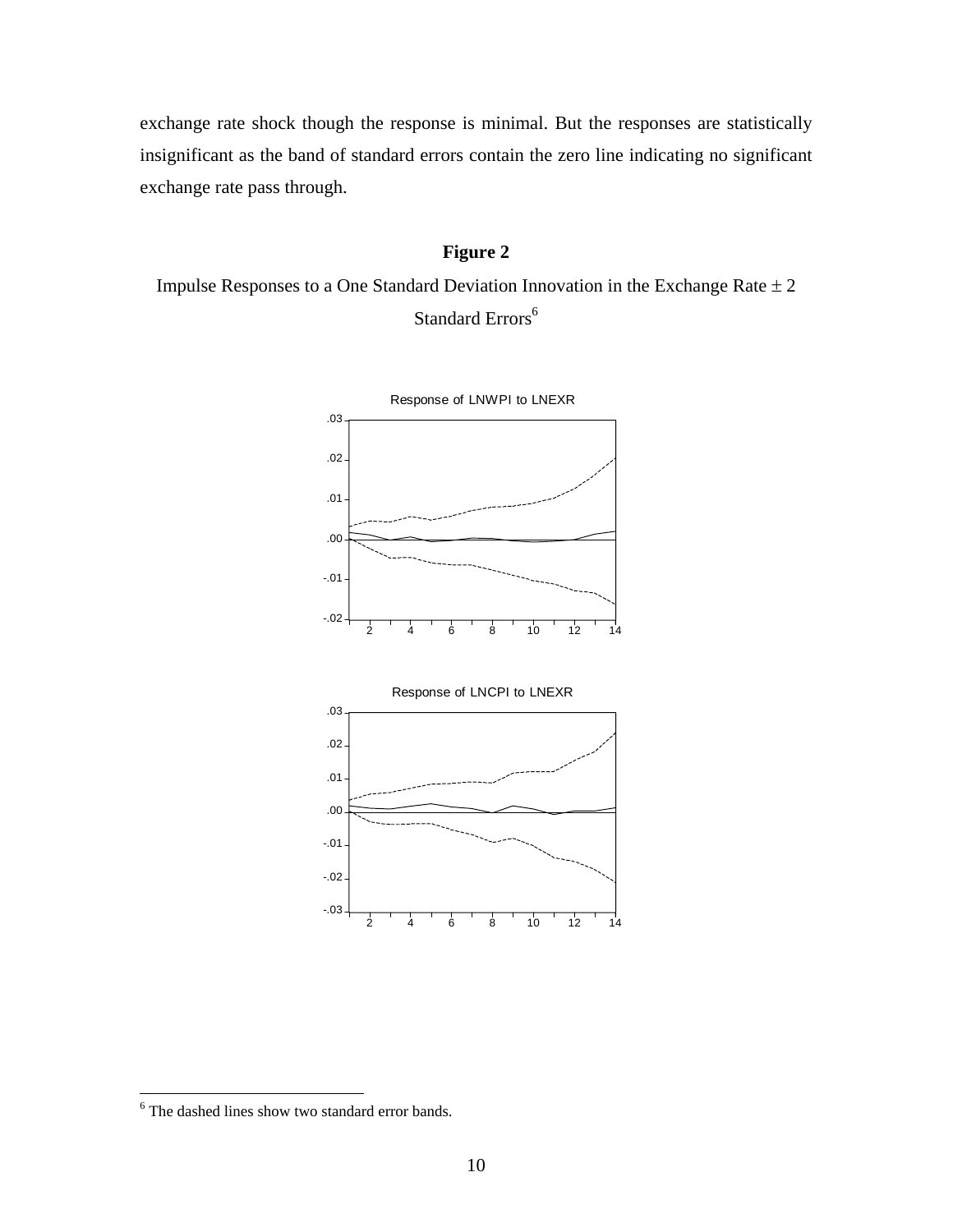exchange rate shock though the response is minimal. But the responses are statistically insignificant as the band of standard errors contain the zero line indicating no significant exchange rate pass through.

**Figure 2**

Impulse Responses to a One Standard Deviation Innovation in the Exchange Rate ± 2 Standard Errors[6]

Response of LNWPI to LNEXR

Response of LNCPI to LNEXR

[6] The dashed lines show two standard error bands.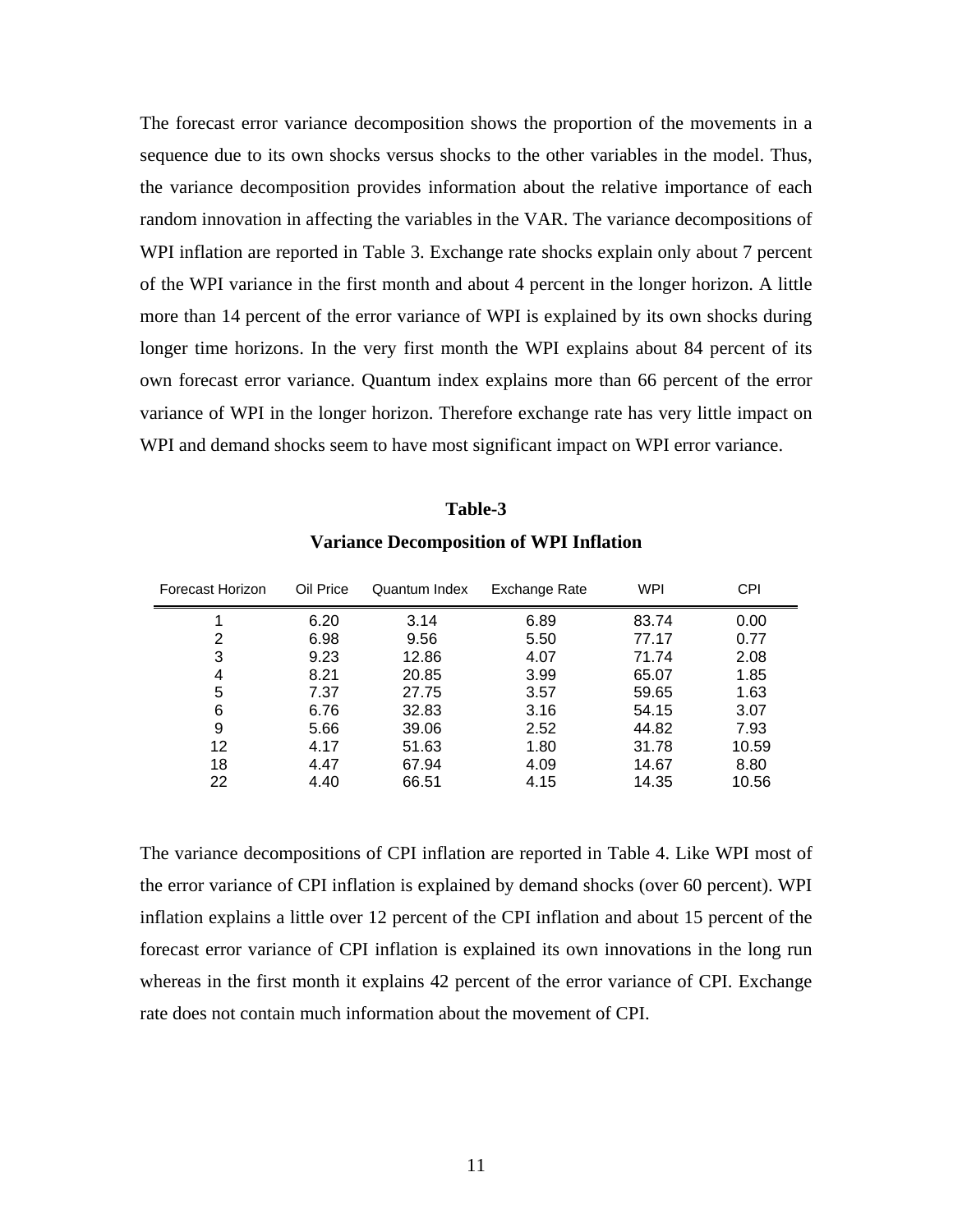The forecast error variance decomposition shows the proportion of the movements in a sequence due to its own shocks versus shocks to the other variables in the model. Thus, the variance decomposition provides information about the relative importance of each random innovation in affecting the variables in the VAR. The variance decompositions of WPI inflation are reported in Table 3. Exchange rate shocks explain only about 7 percent of the WPI variance in the first month and about 4 percent in the longer horizon. A little more than 14 percent of the error variance of WPI is explained by its own shocks during longer time horizons. In the very first month the WPI explains about 84 percent of its own forecast error variance. Quantum index explains more than 66 percent of the error variance of WPI in the longer horizon. Therefore exchange rate has very little impact on WPI and demand shocks seem to have most significant impact on WPI error variance.

**Table-3**

**Variance Decomposition of WPI Inflation**

| Forecast Horizon | Oil Price | Quantum Index | Exchange Rate | WPI | CPI |
|---|---|---|---|---|---|
| 1 | 6.20 | 3.14 | 6.89 | 83.74 | 0.00 |
| 2 | 6.98 | 9.56 | 5.50 | 77.17 | 0.77 |
| 3 | 9.23 | 12.86 | 4.07 | 71.74 | 2.08 |
| 4 | 8.21 | 20.85 | 3.99 | 65.07 | 1.85 |
| 5 | 7.37 | 27.75 | 3.57 | 59.65 | 1.63 |
| 6 | 6.76 | 32.83 | 3.16 | 54.15 | 3.07 |
| 9 | 5.66 | 39.06 | 2.52 | 44.82 | 7.93 |
| 12 | 4.17 | 51.63 | 1.80 | 31.78 | 10.59 |
| 18 | 4.47 | 67.94 | 4.09 | 14.67 | 8.80 |
| 22 | 4.40 | 66.51 | 4.15 | 14.35 | 10.56 |

The variance decompositions of CPI inflation are reported in Table 4. Like WPI most of the error variance of CPI inflation is explained by demand shocks (over 60 percent). WPI inflation explains a little over 12 percent of the CPI inflation and about 15 percent of the forecast error variance of CPI inflation is explained its own innovations in the long run whereas in the first month it explains 42 percent of the error variance of CPI. Exchange rate does not contain much information about the movement of CPI.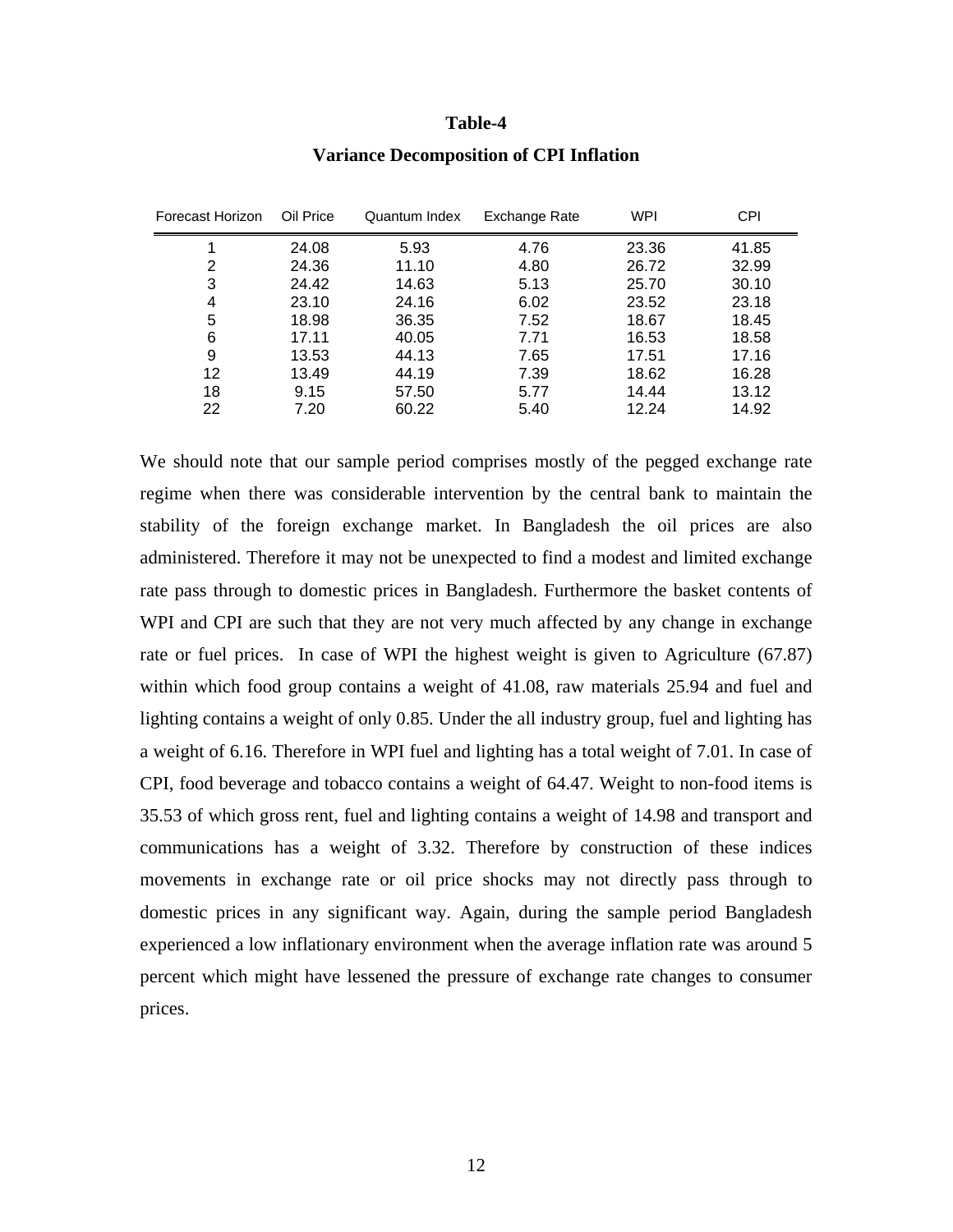**Table-4**

**Variance Decomposition of CPI Inflation**

| Forecast Horizon | Oil Price | Quantum Index | Exchange Rate | WPI | CPI |
|---|---|---|---|---|---|
| 1 | 24.08 | 5.93 | 4.76 | 23.36 | 41.85 |
| 2 | 24.36 | 11.10 | 4.80 | 26.72 | 32.99 |
| 3 | 24.42 | 14.63 | 5.13 | 25.70 | 30.10 |
| 4 | 23.10 | 24.16 | 6.02 | 23.52 | 23.18 |
| 5 | 18.98 | 36.35 | 7.52 | 18.67 | 18.45 |
| 6 | 17.11 | 40.05 | 7.71 | 16.53 | 18.58 |
| 9 | 13.53 | 44.13 | 7.65 | 17.51 | 17.16 |
| 12 | 13.49 | 44.19 | 7.39 | 18.62 | 16.28 |
| 18 | 9.15 | 57.50 | 5.77 | 14.44 | 13.12 |
| 22 | 7.20 | 60.22 | 5.40 | 12.24 | 14.92 |

We should note that our sample period comprises mostly of the pegged exchange rate regime when there was considerable intervention by the central bank to maintain the stability of the foreign exchange market. In Bangladesh the oil prices are also administered. Therefore it may not be unexpected to find a modest and limited exchange rate pass through to domestic prices in Bangladesh. Furthermore the basket contents of WPI and CPI are such that they are not very much affected by any change in exchange rate or fuel prices. In case of WPI the highest weight is given to Agriculture (67.87) within which food group contains a weight of 41.08, raw materials 25.94 and fuel and lighting contains a weight of only 0.85. Under the all industry group, fuel and lighting has a weight of 6.16. Therefore in WPI fuel and lighting has a total weight of 7.01. In case of CPI, food beverage and tobacco contains a weight of 64.47. Weight to non-food items is 35.53 of which gross rent, fuel and lighting contains a weight of 14.98 and transport and communications has a weight of 3.32. Therefore by construction of these indices movements in exchange rate or oil price shocks may not directly pass through to domestic prices in any significant way. Again, during the sample period Bangladesh experienced a low inflationary environment when the average inflation rate was around 5 percent which might have lessened the pressure of exchange rate changes to consumer prices.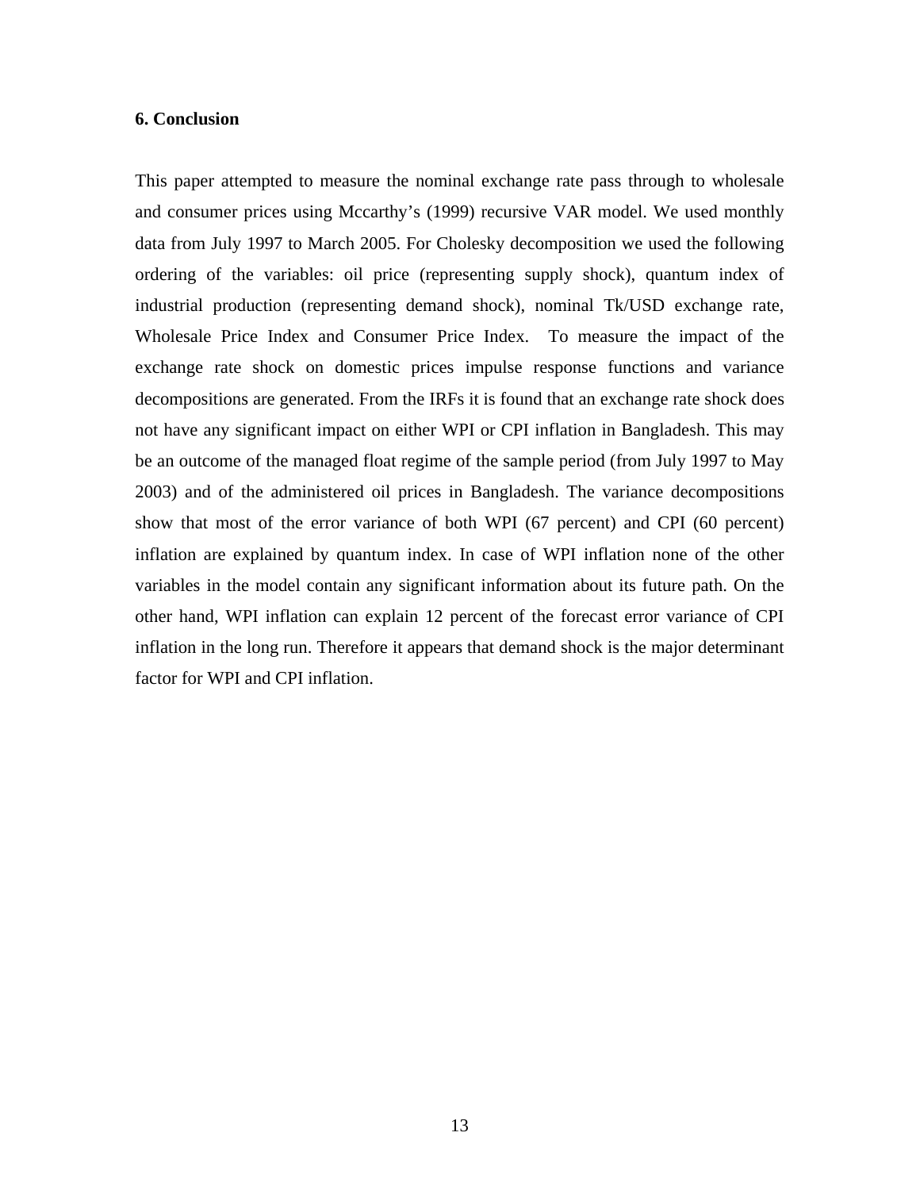## 6. Conclusion

This paper attempted to measure the nominal exchange rate pass through to wholesale and consumer prices using Mccarthy's (1999) recursive VAR model. We used monthly data from July 1997 to March 2005. For Cholesky decomposition we used the following ordering of the variables: oil price (representing supply shock), quantum index of industrial production (representing demand shock), nominal Tk/USD exchange rate, Wholesale Price Index and Consumer Price Index. To measure the impact of the exchange rate shock on domestic prices impulse response functions and variance decompositions are generated. From the IRFs it is found that an exchange rate shock does not have any significant impact on either WPI or CPI inflation in Bangladesh. This may be an outcome of the managed float regime of the sample period (from July 1997 to May 2003) and of the administered oil prices in Bangladesh. The variance decompositions show that most of the error variance of both WPI (67 percent) and CPI (60 percent) inflation are explained by quantum index. In case of WPI inflation none of the other variables in the model contain any significant information about its future path. On the other hand, WPI inflation can explain 12 percent of the forecast error variance of CPI inflation in the long run. Therefore it appears that demand shock is the major determinant factor for WPI and CPI inflation.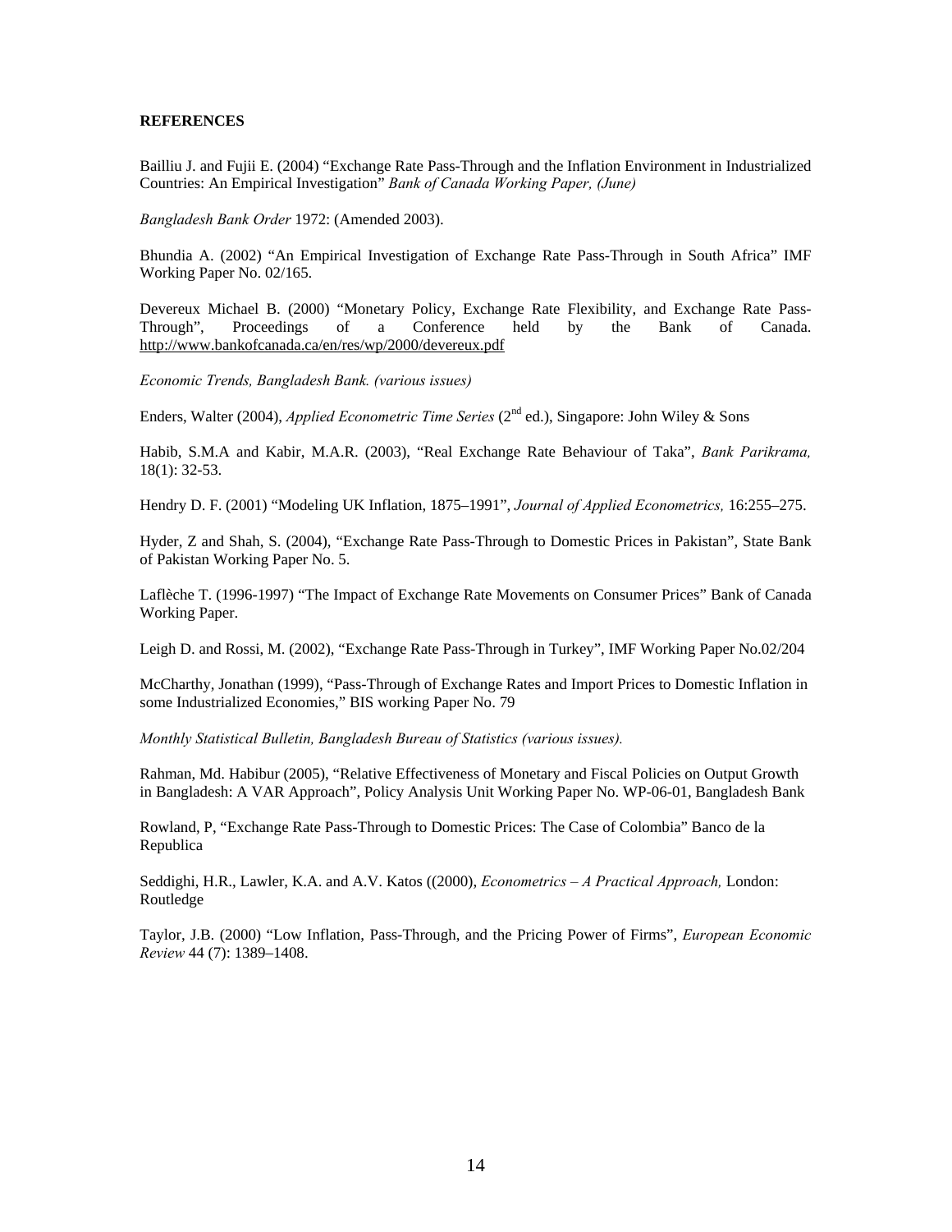**REFERENCES**

Bailliu J. and Fujii E. (2004) "Exchange Rate Pass-Through and the Inflation Environment in Industrialized Countries: An Empirical Investigation" *Bank of Canada Working Paper, (June)*

*Bangladesh Bank Order* 1972: (Amended 2003).

Bhundia A. (2002) "An Empirical Investigation of Exchange Rate Pass-Through in South Africa" IMF Working Paper No. 02/165.

Devereux Michael B. (2000) "Monetary Policy, Exchange Rate Flexibility, and Exchange Rate Pass-Through", Proceedings of a Conference held by the Bank of Canada. http://www.bankofcanada.ca/en/res/wp/2000/devereux.pdf

*Economic Trends, Bangladesh Bank. (various issues)*

Enders, Walter (2004), *Applied Econometric Time Series* (2nd ed.), Singapore: John Wiley & Sons

Habib, S.M.A and Kabir, M.A.R. (2003), "Real Exchange Rate Behaviour of Taka", *Bank Parikrama,* 18(1): 32-53.

Hendry D. F. (2001) "Modeling UK Inflation, 1875–1991", *Journal of Applied Econometrics,* 16:255–275.

Hyder, Z and Shah, S. (2004), "Exchange Rate Pass-Through to Domestic Prices in Pakistan", State Bank of Pakistan Working Paper No. 5.

Laflèche T. (1996-1997) "The Impact of Exchange Rate Movements on Consumer Prices" Bank of Canada Working Paper.

Leigh D. and Rossi, M. (2002), "Exchange Rate Pass-Through in Turkey", IMF Working Paper No.02/204

McCharthy, Jonathan (1999), "Pass-Through of Exchange Rates and Import Prices to Domestic Inflation in some Industrialized Economies," BIS working Paper No. 79

*Monthly Statistical Bulletin, Bangladesh Bureau of Statistics (various issues).*

Rahman, Md. Habibur (2005), "Relative Effectiveness of Monetary and Fiscal Policies on Output Growth in Bangladesh: A VAR Approach", Policy Analysis Unit Working Paper No. WP-06-01, Bangladesh Bank

Rowland, P, "Exchange Rate Pass-Through to Domestic Prices: The Case of Colombia" Banco de la Republica

Seddighi, H.R., Lawler, K.A. and A.V. Katos ((2000), *Econometrics – A Practical Approach,* London: Routledge

Taylor, J.B. (2000) "Low Inflation, Pass-Through, and the Pricing Power of Firms", *European Economic Review* 44 (7): 1389–1408.